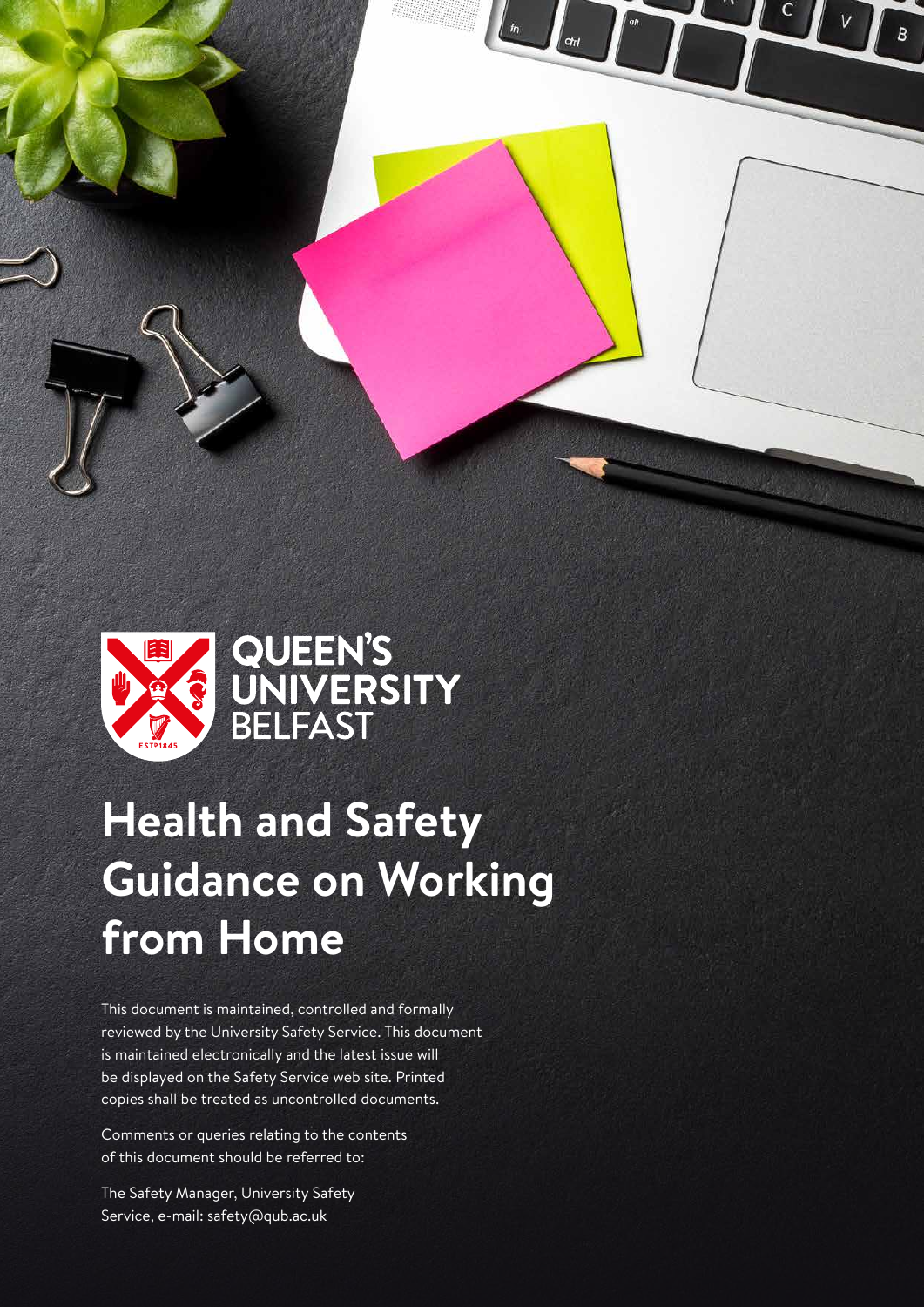QUEEN'S UNIVERSITY BELFAST

# Health and Safety Guidance on Working from Home

This document is maintained, controlled and formally reviewed by the University Safety Service. This document is maintained electronically and the latest issue will be displayed on the Safety Service web site. Printed copies shall be treated as uncontrolled documents.

Comments or queries relating to the contents of this document should be referred to:

The Safety Manager, University Safety Service, e-mail: safety@qub.ac.uk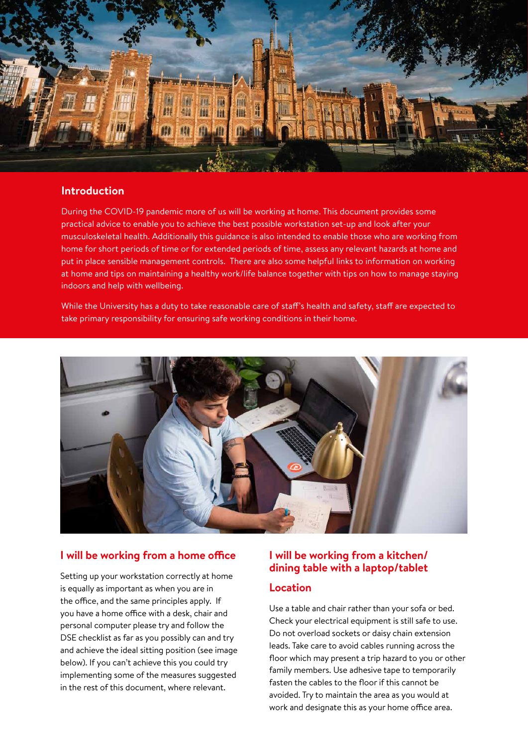## Introduction

During the COVID-19 pandemic more of us will be working at home. This document provides some practical advice to enable you to achieve the best possible workstation set-up and look after your musculoskeletal health. Additionally this guidance is also intended to enable those who are working from home for short periods of time or for extended periods of time, assess any relevant hazards at home and put in place sensible management controls. There are also some helpful links to information on working at home and tips on maintaining a healthy work/life balance together with tips on how to manage staying indoors and help with wellbeing.

While the University has a duty to take reasonable care of staff's health and safety, staff are expected to take primary responsibility for ensuring safe working conditions in their home.

## I will be working from a home office

Setting up your workstation correctly at home is equally as important as when you are in the office, and the same principles apply. If you have a home office with a desk, chair and personal computer please try and follow the DSE checklist as far as you possibly can and try and achieve the ideal sitting position (see image below). If you can't achieve this you could try implementing some of the measures suggested in the rest of this document, where relevant.

## I will be working from a kitchen/dining table with a laptop/tablet

### Location

Use a table and chair rather than your sofa or bed. Check your electrical equipment is still safe to use. Do not overload sockets or daisy chain extension leads. Take care to avoid cables running across the floor which may present a trip hazard to you or other family members. Use adhesive tape to temporarily fasten the cables to the floor if this cannot be avoided. Try to maintain the area as you would at work and designate this as your home office area.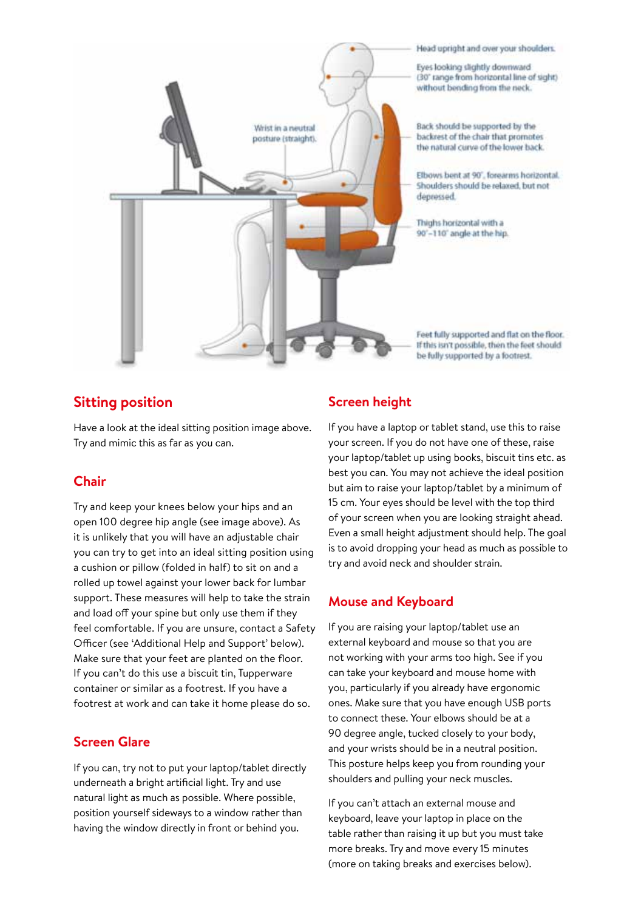Head upright and over your shoulders.

Eyes looking slightly downward (30° range from horizontal line of sight) without bending from the neck.

Wrist in a neutral posture (straight).

Back should be supported by the backrest of the chair that promotes the natural curve of the lower back.

Elbows bent at 90°, forearms horizontal. Shoulders should be relaxed, but not depressed.

Thighs horizontal with a 90°–110° angle at the hip.

Feet fully supported and flat on the floor. If this isn't possible, then the feet should be fully supported by a footrest.

## Sitting position

Have a look at the ideal sitting position image above. Try and mimic this as far as you can.

## Chair

Try and keep your knees below your hips and an open 100 degree hip angle (see image above). As it is unlikely that you will have an adjustable chair you can try to get into an ideal sitting position using a cushion or pillow (folded in half) to sit on and a rolled up towel against your lower back for lumbar support. These measures will help to take the strain and load off your spine but only use them if they feel comfortable. If you are unsure, contact a Safety Officer (see 'Additional Help and Support' below). Make sure that your feet are planted on the floor. If you can't do this use a biscuit tin, Tupperware container or similar as a footrest. If you have a footrest at work and can take it home please do so.

## Screen Glare

If you can, try not to put your laptop/tablet directly underneath a bright artificial light. Try and use natural light as much as possible. Where possible, position yourself sideways to a window rather than having the window directly in front or behind you.

## Screen height

If you have a laptop or tablet stand, use this to raise your screen. If you do not have one of these, raise your laptop/tablet up using books, biscuit tins etc. as best you can. You may not achieve the ideal position but aim to raise your laptop/tablet by a minimum of 15 cm. Your eyes should be level with the top third of your screen when you are looking straight ahead. Even a small height adjustment should help. The goal is to avoid dropping your head as much as possible to try and avoid neck and shoulder strain.

## Mouse and Keyboard

If you are raising your laptop/tablet use an external keyboard and mouse so that you are not working with your arms too high. See if you can take your keyboard and mouse home with you, particularly if you already have ergonomic ones. Make sure that you have enough USB ports to connect these. Your elbows should be at a 90 degree angle, tucked closely to your body, and your wrists should be in a neutral position. This posture helps keep you from rounding your shoulders and pulling your neck muscles.

If you can't attach an external mouse and keyboard, leave your laptop in place on the table rather than raising it up but you must take more breaks. Try and move every 15 minutes (more on taking breaks and exercises below).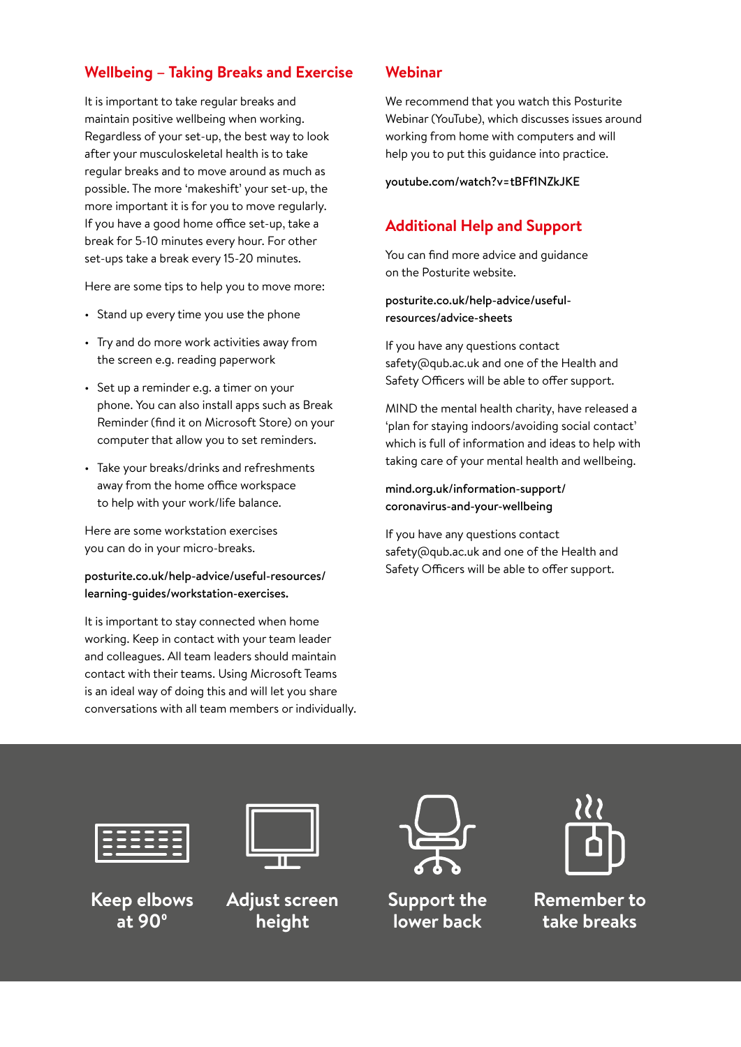## Wellbeing – Taking Breaks and Exercise

It is important to take regular breaks and maintain positive wellbeing when working. Regardless of your set-up, the best way to look after your musculoskeletal health is to take regular breaks and to move around as much as possible. The more 'makeshift' your set-up, the more important it is for you to move regularly. If you have a good home office set-up, take a break for 5-10 minutes every hour. For other set-ups take a break every 15-20 minutes.

Here are some tips to help you to move more:

- Stand up every time you use the phone
- Try and do more work activities away from the screen e.g. reading paperwork
- Set up a reminder e.g. a timer on your phone. You can also install apps such as Break Reminder (find it on Microsoft Store) on your computer that allow you to set reminders.
- Take your breaks/drinks and refreshments away from the home office workspace to help with your work/life balance.

Here are some workstation exercises you can do in your micro-breaks.

**posturite.co.uk/help-advice/useful-resources/learning-guides/workstation-exercises.**

It is important to stay connected when home working. Keep in contact with your team leader and colleagues. All team leaders should maintain contact with their teams. Using Microsoft Teams is an ideal way of doing this and will let you share conversations with all team members or individually.

## Webinar

We recommend that you watch this Posturite Webinar (YouTube), which discusses issues around working from home with computers and will help you to put this guidance into practice.

**youtube.com/watch?v=tBFf1NZkJKE**

## Additional Help and Support

You can find more advice and guidance on the Posturite website.

**posturite.co.uk/help-advice/useful-resources/advice-sheets**

If you have any questions contact safety@qub.ac.uk and one of the Health and Safety Officers will be able to offer support.

MIND the mental health charity, have released a 'plan for staying indoors/avoiding social contact' which is full of information and ideas to help with taking care of your mental health and wellbeing.

**mind.org.uk/information-support/coronavirus-and-your-wellbeing**

If you have any questions contact safety@qub.ac.uk and one of the Health and Safety Officers will be able to offer support.

**Keep elbows at 90°**

**Adjust screen height**

**Support the lower back**

**Remember to take breaks**